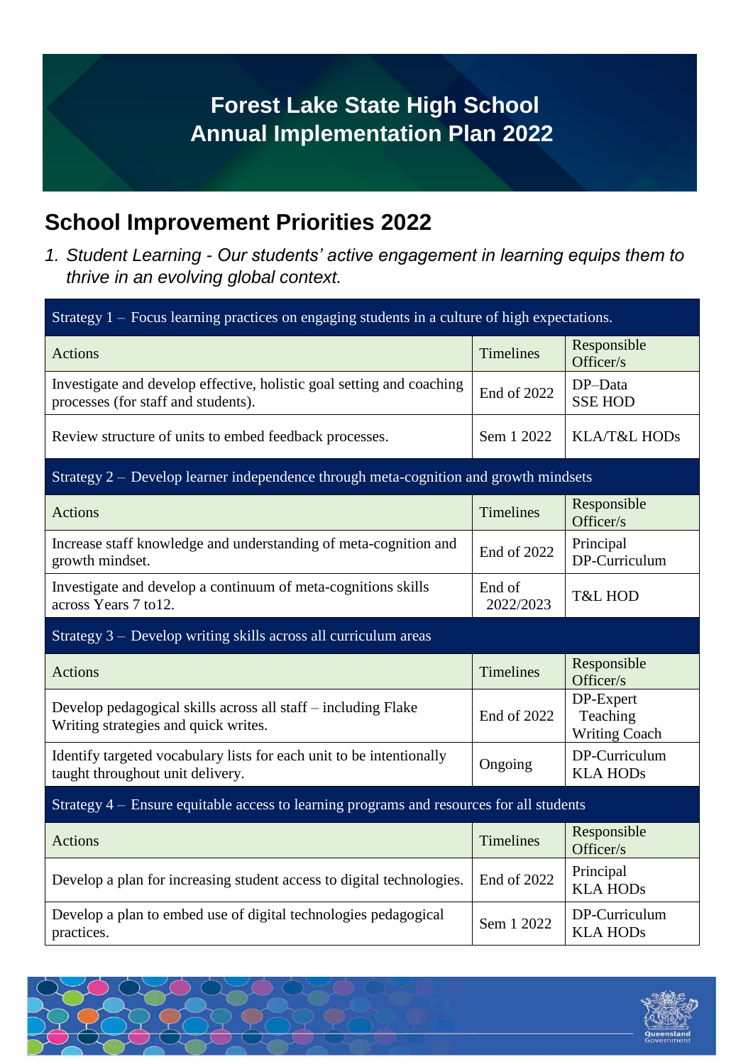# Forest Lake State High School
# Annual Implementation Plan 2022

## School Improvement Priorities 2022

*1. Student Learning - Our students' active engagement in learning equips them to thrive in an evolving global context.*

| Strategy 1 – Focus learning practices on engaging students in a culture of high expectations. | | |
|---|---|---|
| Actions | Timelines | Responsible Officer/s |
| Investigate and develop effective, holistic goal setting and coaching processes (for staff and students). | End of 2022 | DP–Data<br>SSE HOD |
| Review structure of units to embed feedback processes. | Sem 1 2022 | KLA/T&L HODs |
| **Strategy 2 – Develop learner independence through meta-cognition and growth mindsets** | | |
| Actions | Timelines | Responsible Officer/s |
| Increase staff knowledge and understanding of meta-cognition and growth mindset. | End of 2022 | Principal<br>DP-Curriculum |
| Investigate and develop a continuum of meta-cognitions skills across Years 7 to12. | End of 2022/2023 | T&L HOD |
| **Strategy 3 – Develop writing skills across all curriculum areas** | | |
| Actions | Timelines | Responsible Officer/s |
| Develop pedagogical skills across all staff – including Flake Writing strategies and quick writes. | End of 2022 | DP-Expert Teaching Writing Coach |
| Identify targeted vocabulary lists for each unit to be intentionally taught throughout unit delivery. | Ongoing | DP-Curriculum<br>KLA HODs |
| **Strategy 4 – Ensure equitable access to learning programs and resources for all students** | | |
| Actions | Timelines | Responsible Officer/s |
| Develop a plan for increasing student access to digital technologies. | End of 2022 | Principal<br>KLA HODs |
| Develop a plan to embed use of digital technologies pedagogical practices. | Sem 1 2022 | DP-Curriculum<br>KLA HODs |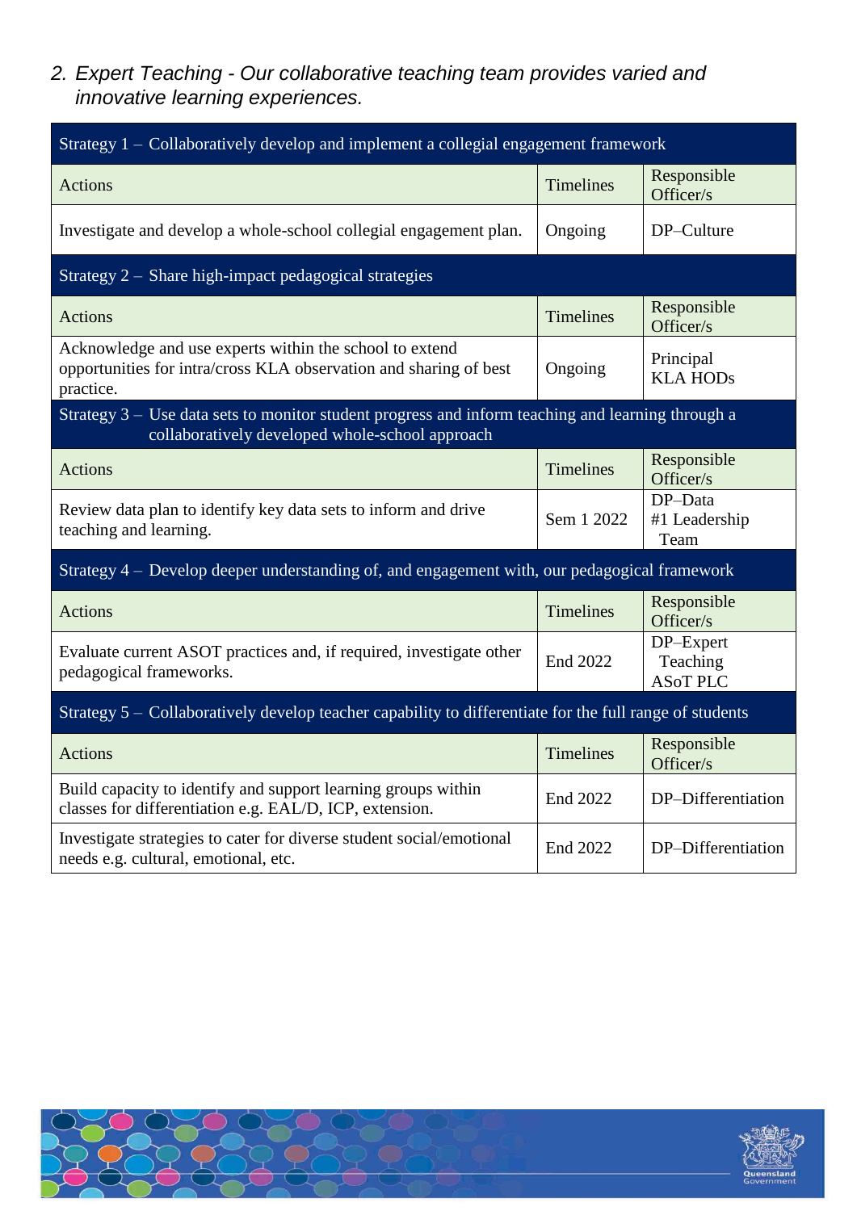## 2. *Expert Teaching - Our collaborative teaching team provides varied and innovative learning experiences.*

| Strategy 1 – Collaboratively develop and implement a collegial engagement framework | | |
|---|---|---|
| Actions | Timelines | Responsible Officer/s |
| Investigate and develop a whole-school collegial engagement plan. | Ongoing | DP–Culture |
| **Strategy 2 – Share high-impact pedagogical strategies** | | |
| Actions | Timelines | Responsible Officer/s |
| Acknowledge and use experts within the school to extend opportunities for intra/cross KLA observation and sharing of best practice. | Ongoing | Principal<br>KLA HODs |
| **Strategy 3 – Use data sets to monitor student progress and inform teaching and learning through a collaboratively developed whole-school approach** | | |
| Actions | Timelines | Responsible Officer/s |
| Review data plan to identify key data sets to inform and drive teaching and learning. | Sem 1 2022 | DP–Data<br>#1 Leadership Team |
| **Strategy 4 – Develop deeper understanding of, and engagement with, our pedagogical framework** | | |
| Actions | Timelines | Responsible Officer/s |
| Evaluate current ASOT practices and, if required, investigate other pedagogical frameworks. | End 2022 | DP–Expert Teaching<br>ASoT PLC |
| **Strategy 5 – Collaboratively develop teacher capability to differentiate for the full range of students** | | |
| Actions | Timelines | Responsible Officer/s |
| Build capacity to identify and support learning groups within classes for differentiation e.g. EAL/D, ICP, extension. | End 2022 | DP–Differentiation |
| Investigate strategies to cater for diverse student social/emotional needs e.g. cultural, emotional, etc. | End 2022 | DP–Differentiation |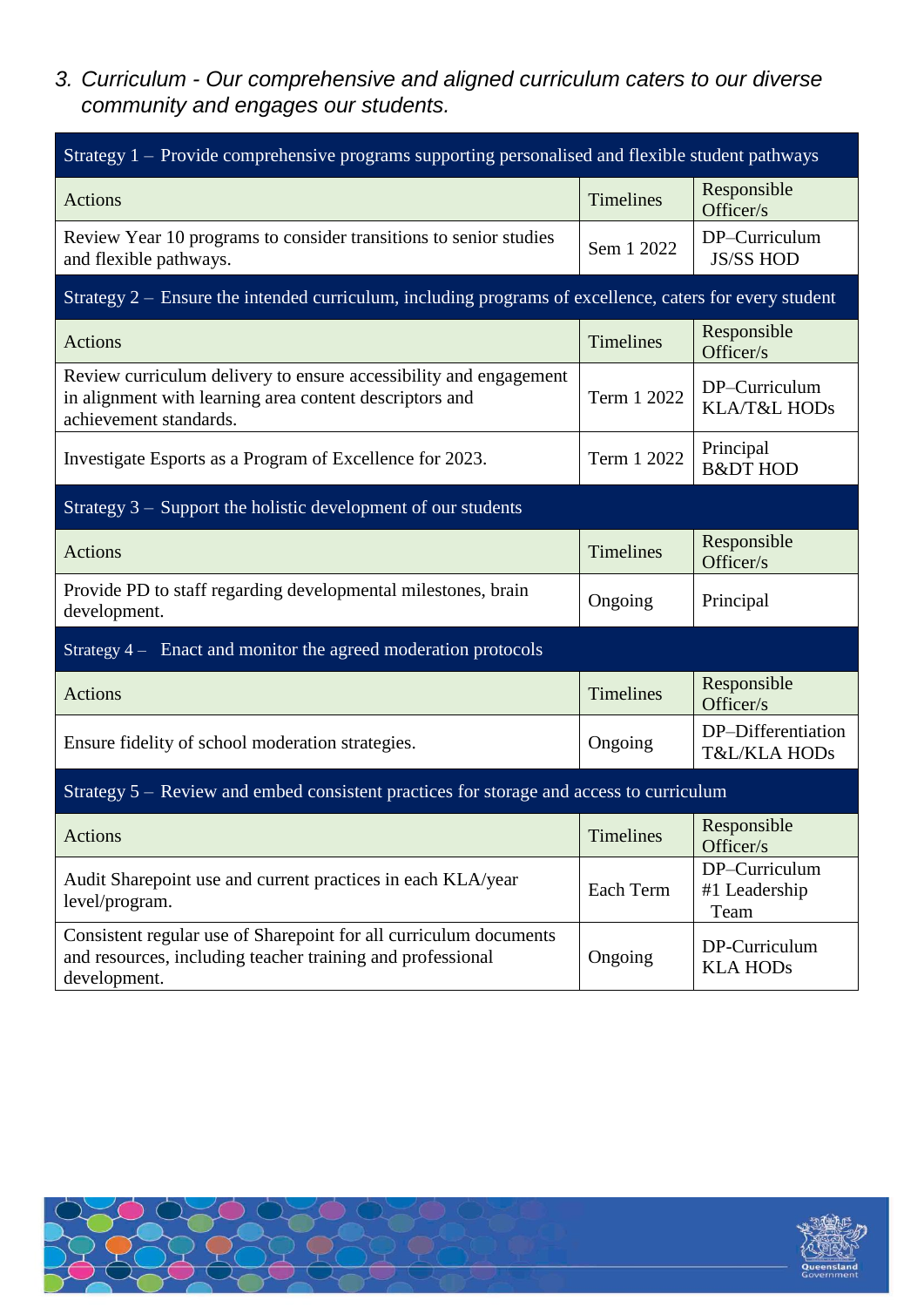### *3. Curriculum - Our comprehensive and aligned curriculum caters to our diverse community and engages our students.*

| Strategy 1 – Provide comprehensive programs supporting personalised and flexible student pathways | | |
|---|---|---|
| Actions | Timelines | Responsible Officer/s |
| Review Year 10 programs to consider transitions to senior studies and flexible pathways. | Sem 1 2022 | DP–Curriculum JS/SS HOD |

| Strategy 2 – Ensure the intended curriculum, including programs of excellence, caters for every student | | |
|---|---|---|
| Actions | Timelines | Responsible Officer/s |
| Review curriculum delivery to ensure accessibility and engagement in alignment with learning area content descriptors and achievement standards. | Term 1 2022 | DP–Curriculum KLA/T&L HODs |
| Investigate Esports as a Program of Excellence for 2023. | Term 1 2022 | Principal B&DT HOD |

| Strategy 3 – Support the holistic development of our students | | |
|---|---|---|
| Actions | Timelines | Responsible Officer/s |
| Provide PD to staff regarding developmental milestones, brain development. | Ongoing | Principal |

| Strategy 4 – Enact and monitor the agreed moderation protocols | | |
|---|---|---|
| Actions | Timelines | Responsible Officer/s |
| Ensure fidelity of school moderation strategies. | Ongoing | DP–Differentiation T&L/KLA HODs |

| Strategy 5 – Review and embed consistent practices for storage and access to curriculum | | |
|---|---|---|
| Actions | Timelines | Responsible Officer/s |
| Audit Sharepoint use and current practices in each KLA/year level/program. | Each Term | DP–Curriculum #1 Leadership Team |
| Consistent regular use of Sharepoint for all curriculum documents and resources, including teacher training and professional development. | Ongoing | DP-Curriculum KLA HODs |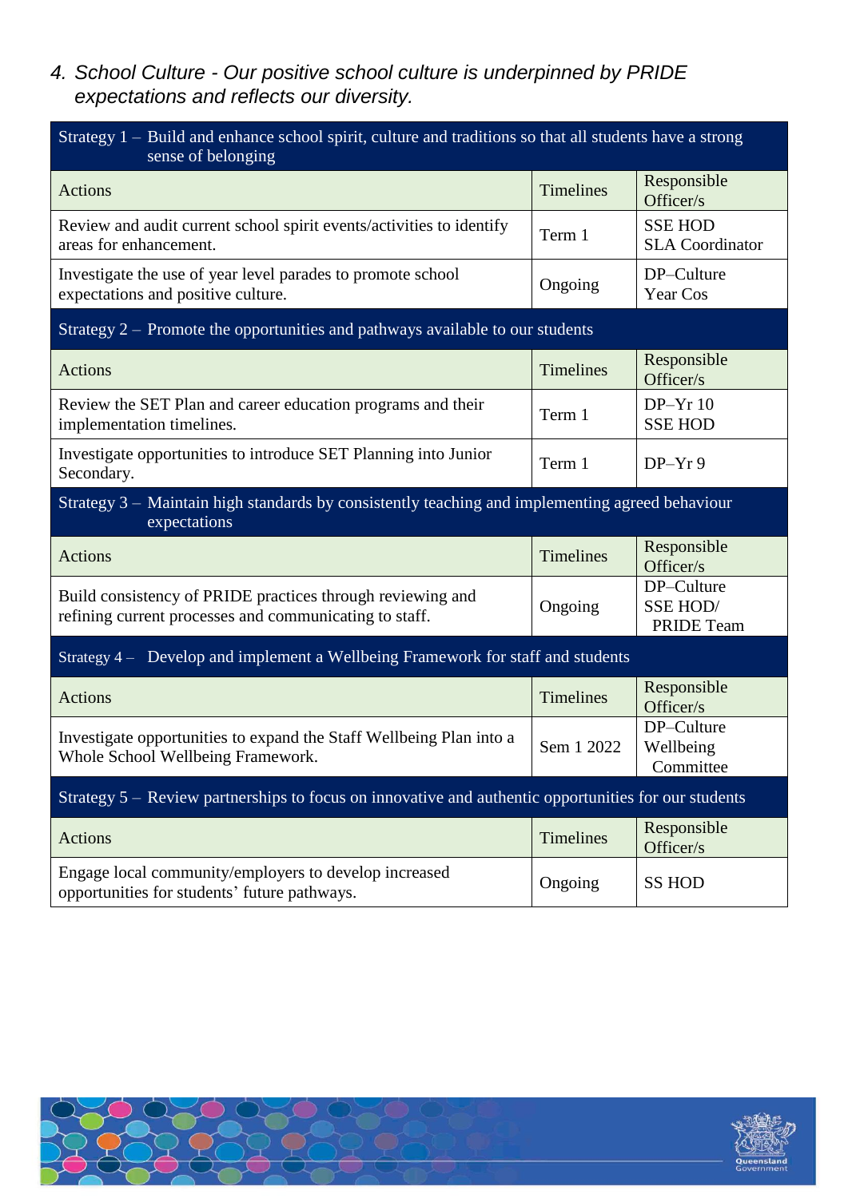## *4. School Culture - Our positive school culture is underpinned by PRIDE expectations and reflects our diversity.*

| Strategy 1 – Build and enhance school spirit, culture and traditions so that all students have a strong sense of belonging | | |
|---|---|---|
| Actions | Timelines | Responsible Officer/s |
| Review and audit current school spirit events/activities to identify areas for enhancement. | Term 1 | SSE HOD<br>SLA Coordinator |
| Investigate the use of year level parades to promote school expectations and positive culture. | Ongoing | DP–Culture<br>Year Cos |
| **Strategy 2 – Promote the opportunities and pathways available to our students** | | |
| Actions | Timelines | Responsible Officer/s |
| Review the SET Plan and career education programs and their implementation timelines. | Term 1 | DP–Yr 10<br>SSE HOD |
| Investigate opportunities to introduce SET Planning into Junior Secondary. | Term 1 | DP–Yr 9 |
| **Strategy 3 – Maintain high standards by consistently teaching and implementing agreed behaviour expectations** | | |
| Actions | Timelines | Responsible Officer/s |
| Build consistency of PRIDE practices through reviewing and refining current processes and communicating to staff. | Ongoing | DP–Culture<br>SSE HOD/<br>PRIDE Team |
| **Strategy 4 – Develop and implement a Wellbeing Framework for staff and students** | | |
| Actions | Timelines | Responsible Officer/s |
| Investigate opportunities to expand the Staff Wellbeing Plan into a Whole School Wellbeing Framework. | Sem 1 2022 | DP–Culture<br>Wellbeing Committee |
| **Strategy 5 – Review partnerships to focus on innovative and authentic opportunities for our students** | | |
| Actions | Timelines | Responsible Officer/s |
| Engage local community/employers to develop increased opportunities for students' future pathways. | Ongoing | SS HOD |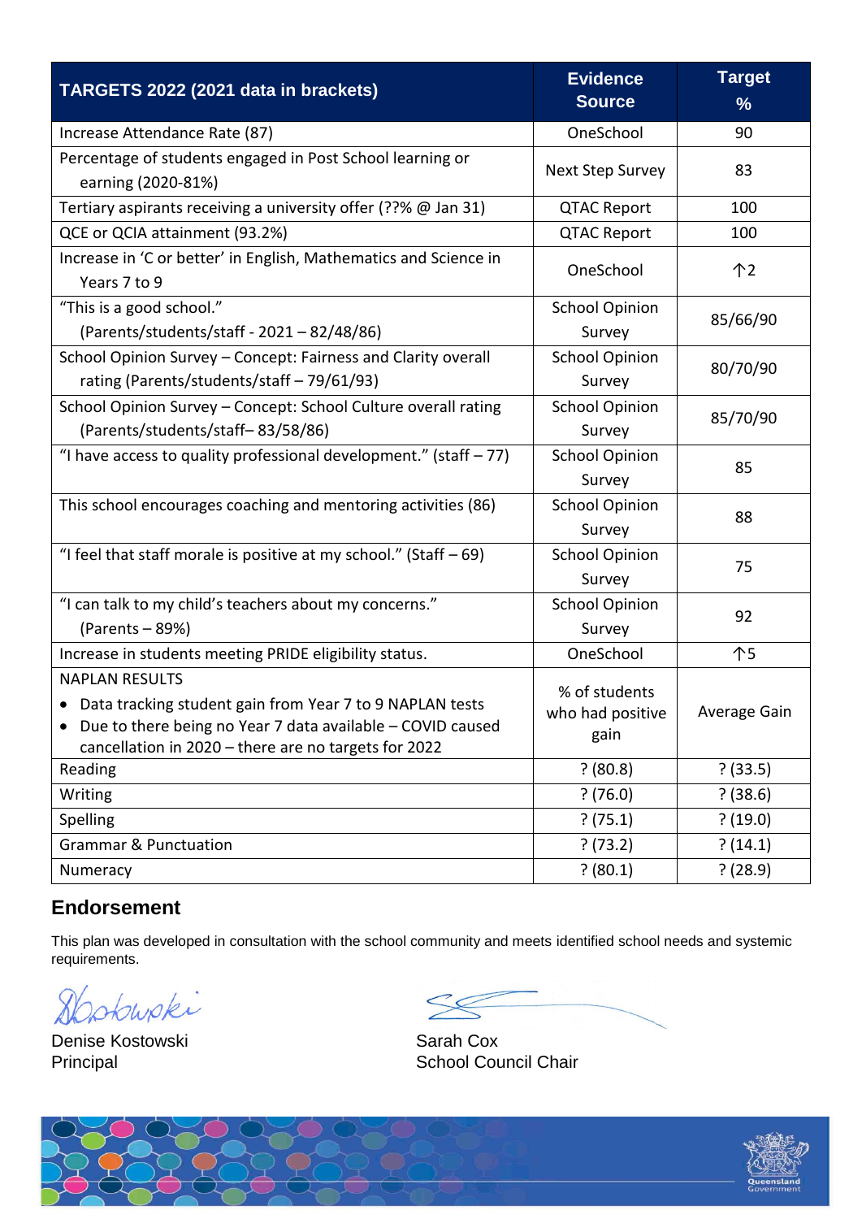| TARGETS 2022 (2021 data in brackets) | Evidence Source | Target % |
|---|---|---|
| Increase Attendance Rate (87) | OneSchool | 90 |
| Percentage of students engaged in Post School learning or earning (2020-81%) | Next Step Survey | 83 |
| Tertiary aspirants receiving a university offer (??% @ Jan 31) | QTAC Report | 100 |
| QCE or QCIA attainment (93.2%) | QTAC Report | 100 |
| Increase in 'C or better' in English, Mathematics and Science in Years 7 to 9 | OneSchool | ↑2 |
| "This is a good school." (Parents/students/staff - 2021 – 82/48/86) | School Opinion Survey | 85/66/90 |
| School Opinion Survey – Concept: Fairness and Clarity overall rating (Parents/students/staff – 79/61/93) | School Opinion Survey | 80/70/90 |
| School Opinion Survey – Concept: School Culture overall rating (Parents/students/staff– 83/58/86) | School Opinion Survey | 85/70/90 |
| "I have access to quality professional development." (staff – 77) | School Opinion Survey | 85 |
| This school encourages coaching and mentoring activities (86) | School Opinion Survey | 88 |
| "I feel that staff morale is positive at my school." (Staff – 69) | School Opinion Survey | 75 |
| "I can talk to my child's teachers about my concerns." (Parents – 89%) | School Opinion Survey | 92 |
| Increase in students meeting PRIDE eligibility status. | OneSchool | ↑5 |
| NAPLAN RESULTS<br>• Data tracking student gain from Year 7 to 9 NAPLAN tests<br>• Due to there being no Year 7 data available – COVID caused cancellation in 2020 – there are no targets for 2022 | % of students who had positive gain | Average Gain |
| Reading | ? (80.8) | ? (33.5) |
| Writing | ? (76.0) | ? (38.6) |
| Spelling | ? (75.1) | ? (19.0) |
| Grammar & Punctuation | ? (73.2) | ? (14.1) |
| Numeracy | ? (80.1) | ? (28.9) |

## Endorsement

This plan was developed in consultation with the school community and meets identified school needs and systemic requirements.

Denise Kostowski
Principal

Sarah Cox
School Council Chair